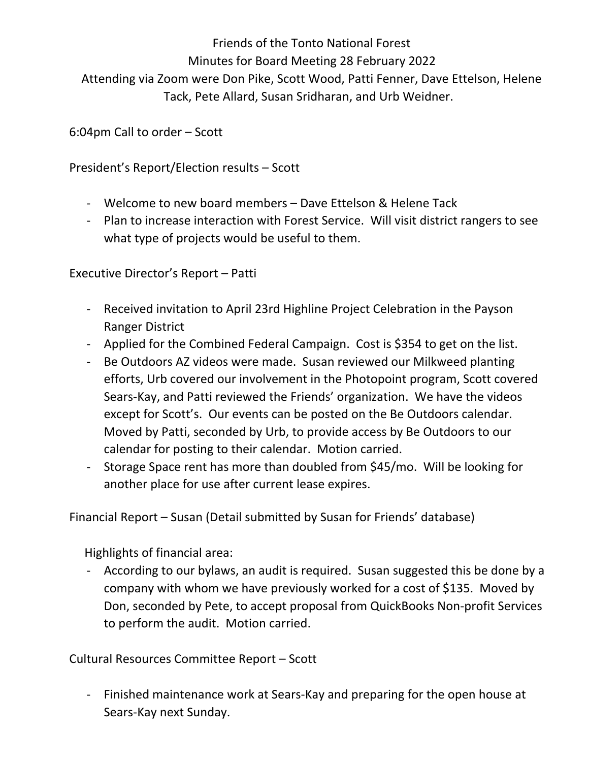Friends of the Tonto National Forest

Minutes for Board Meeting 28 February 2022

Attending via Zoom were Don Pike, Scott Wood, Patti Fenner, Dave Ettelson, Helene Tack, Pete Allard, Susan Sridharan, and Urb Weidner.

6:04pm Call to order – Scott

President's Report/Election results – Scott

- Welcome to new board members – Dave Ettelson & Helene Tack
- Plan to increase interaction with Forest Service. Will visit district rangers to see what type of projects would be useful to them.

Executive Director's Report – Patti

- Received invitation to April 23rd Highline Project Celebration in the Payson Ranger District
- Applied for the Combined Federal Campaign. Cost is $354 to get on the list.
- Be Outdoors AZ videos were made. Susan reviewed our Milkweed planting efforts, Urb covered our involvement in the Photopoint program, Scott covered Sears-Kay, and Patti reviewed the Friends' organization. We have the videos except for Scott's. Our events can be posted on the Be Outdoors calendar. Moved by Patti, seconded by Urb, to provide access by Be Outdoors to our calendar for posting to their calendar. Motion carried.
- Storage Space rent has more than doubled from $45/mo. Will be looking for another place for use after current lease expires.

Financial Report – Susan (Detail submitted by Susan for Friends' database)

Highlights of financial area:

- According to our bylaws, an audit is required. Susan suggested this be done by a company with whom we have previously worked for a cost of $135. Moved by Don, seconded by Pete, to accept proposal from QuickBooks Non-profit Services to perform the audit. Motion carried.

Cultural Resources Committee Report – Scott

- Finished maintenance work at Sears-Kay and preparing for the open house at Sears-Kay next Sunday.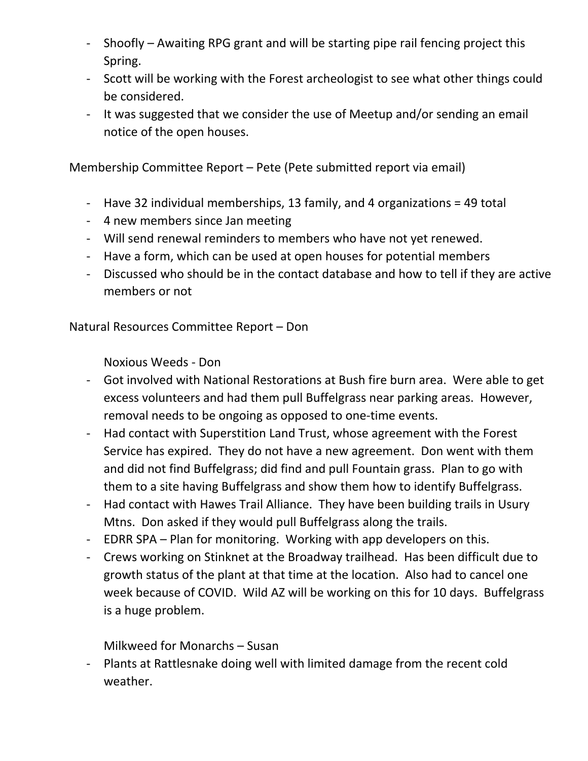- Shoofly – Awaiting RPG grant and will be starting pipe rail fencing project this Spring.
- Scott will be working with the Forest archeologist to see what other things could be considered.
- It was suggested that we consider the use of Meetup and/or sending an email notice of the open houses.

Membership Committee Report – Pete (Pete submitted report via email)

- Have 32 individual memberships, 13 family, and 4 organizations = 49 total
- 4 new members since Jan meeting
- Will send renewal reminders to members who have not yet renewed.
- Have a form, which can be used at open houses for potential members
- Discussed who should be in the contact database and how to tell if they are active members or not

Natural Resources Committee Report – Don

Noxious Weeds - Don

- Got involved with National Restorations at Bush fire burn area. Were able to get excess volunteers and had them pull Buffelgrass near parking areas. However, removal needs to be ongoing as opposed to one-time events.
- Had contact with Superstition Land Trust, whose agreement with the Forest Service has expired. They do not have a new agreement. Don went with them and did not find Buffelgrass; did find and pull Fountain grass. Plan to go with them to a site having Buffelgrass and show them how to identify Buffelgrass.
- Had contact with Hawes Trail Alliance. They have been building trails in Usury Mtns. Don asked if they would pull Buffelgrass along the trails.
- EDRR SPA – Plan for monitoring. Working with app developers on this.
- Crews working on Stinknet at the Broadway trailhead. Has been difficult due to growth status of the plant at that time at the location. Also had to cancel one week because of COVID. Wild AZ will be working on this for 10 days. Buffelgrass is a huge problem.

Milkweed for Monarchs – Susan

- Plants at Rattlesnake doing well with limited damage from the recent cold weather.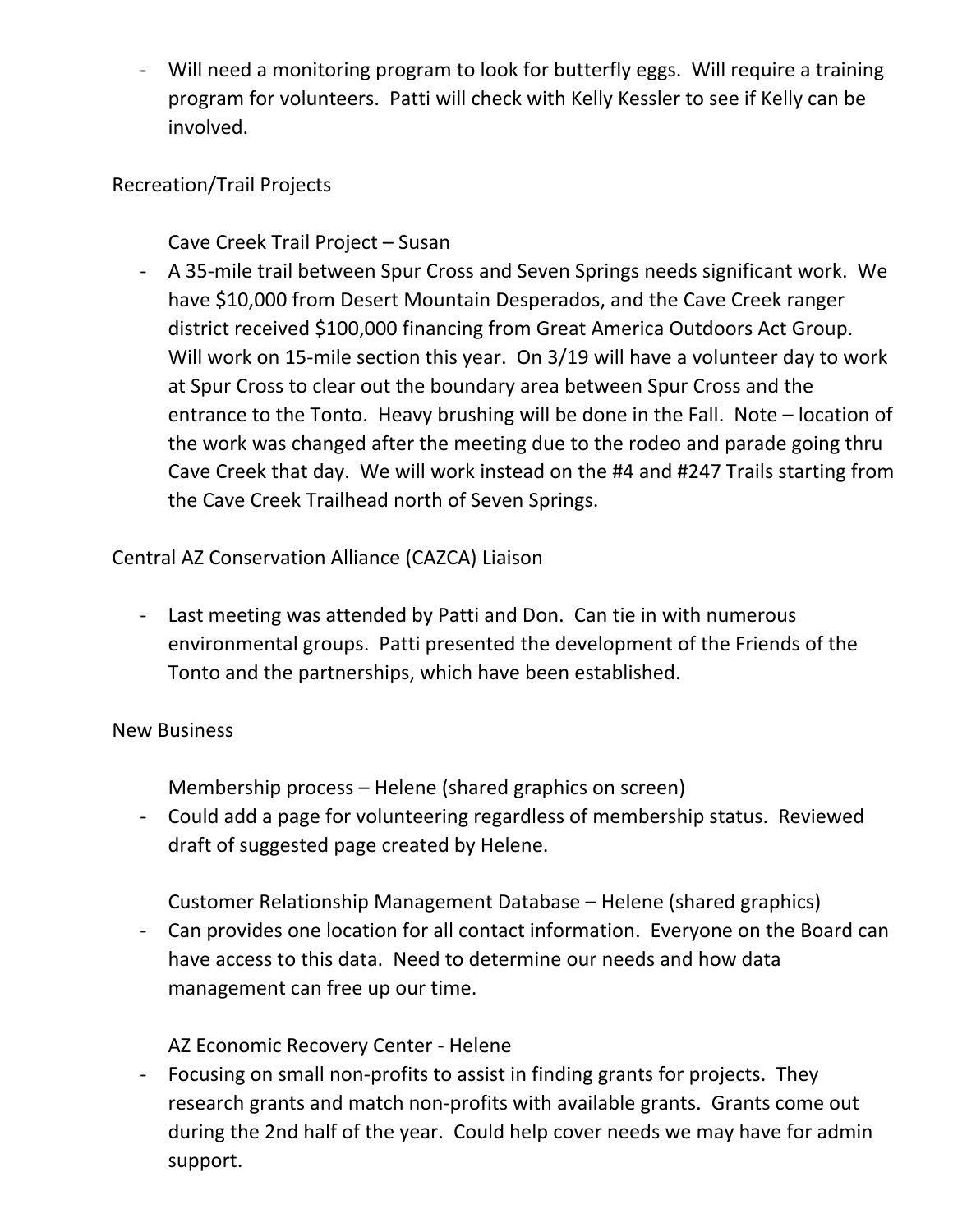- Will need a monitoring program to look for butterfly eggs. Will require a training program for volunteers. Patti will check with Kelly Kessler to see if Kelly can be involved.

Recreation/Trail Projects

Cave Creek Trail Project – Susan

- A 35-mile trail between Spur Cross and Seven Springs needs significant work. We have $10,000 from Desert Mountain Desperados, and the Cave Creek ranger district received $100,000 financing from Great America Outdoors Act Group. Will work on 15-mile section this year. On 3/19 will have a volunteer day to work at Spur Cross to clear out the boundary area between Spur Cross and the entrance to the Tonto. Heavy brushing will be done in the Fall. Note – location of the work was changed after the meeting due to the rodeo and parade going thru Cave Creek that day. We will work instead on the #4 and #247 Trails starting from the Cave Creek Trailhead north of Seven Springs.

Central AZ Conservation Alliance (CAZCA) Liaison

- Last meeting was attended by Patti and Don. Can tie in with numerous environmental groups. Patti presented the development of the Friends of the Tonto and the partnerships, which have been established.

New Business

Membership process – Helene (shared graphics on screen)

- Could add a page for volunteering regardless of membership status. Reviewed draft of suggested page created by Helene.

Customer Relationship Management Database – Helene (shared graphics)

- Can provides one location for all contact information. Everyone on the Board can have access to this data. Need to determine our needs and how data management can free up our time.

AZ Economic Recovery Center - Helene

- Focusing on small non-profits to assist in finding grants for projects. They research grants and match non-profits with available grants. Grants come out during the 2nd half of the year. Could help cover needs we may have for admin support.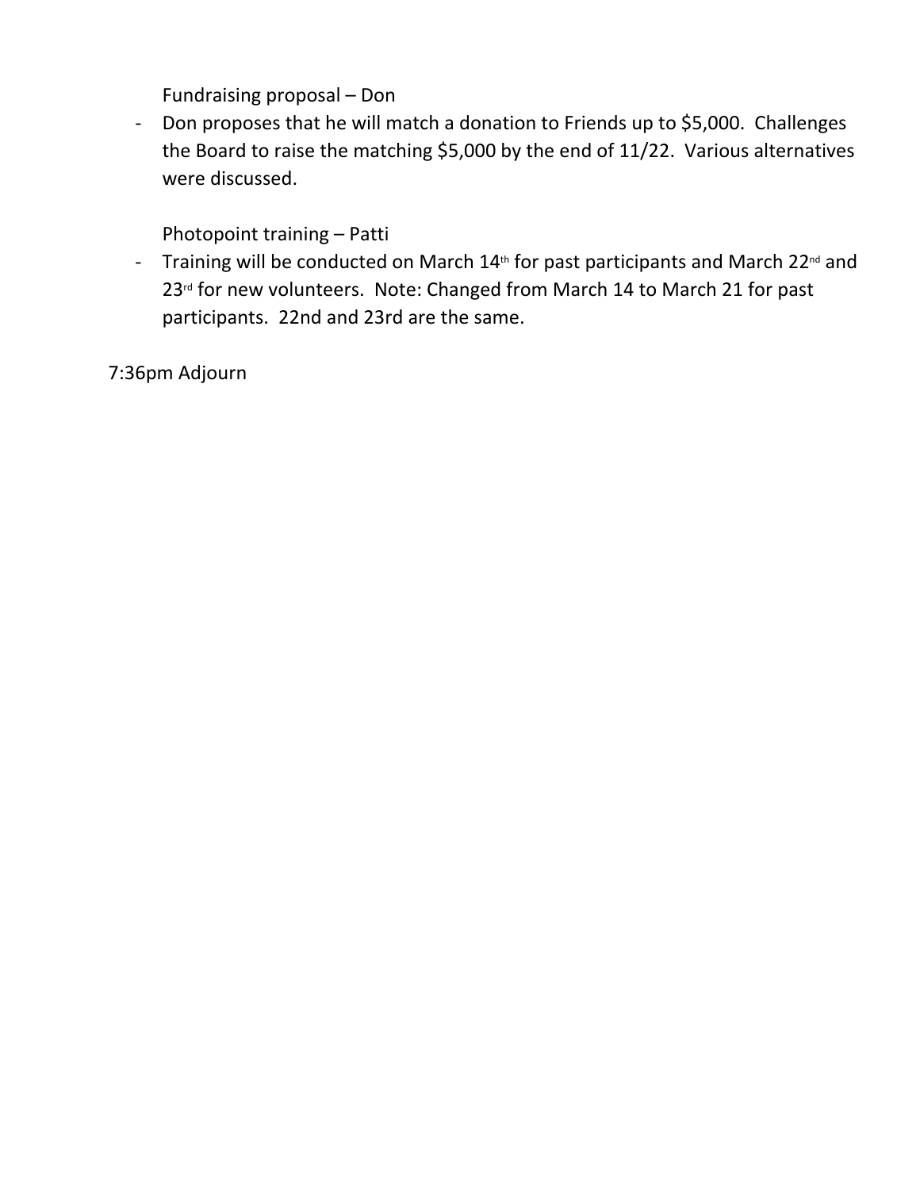Fundraising proposal – Don

- Don proposes that he will match a donation to Friends up to $5,000. Challenges the Board to raise the matching $5,000 by the end of 11/22. Various alternatives were discussed.

Photopoint training – Patti

- Training will be conducted on March 14th for past participants and March 22nd and 23rd for new volunteers. Note: Changed from March 14 to March 21 for past participants. 22nd and 23rd are the same.

7:36pm Adjourn